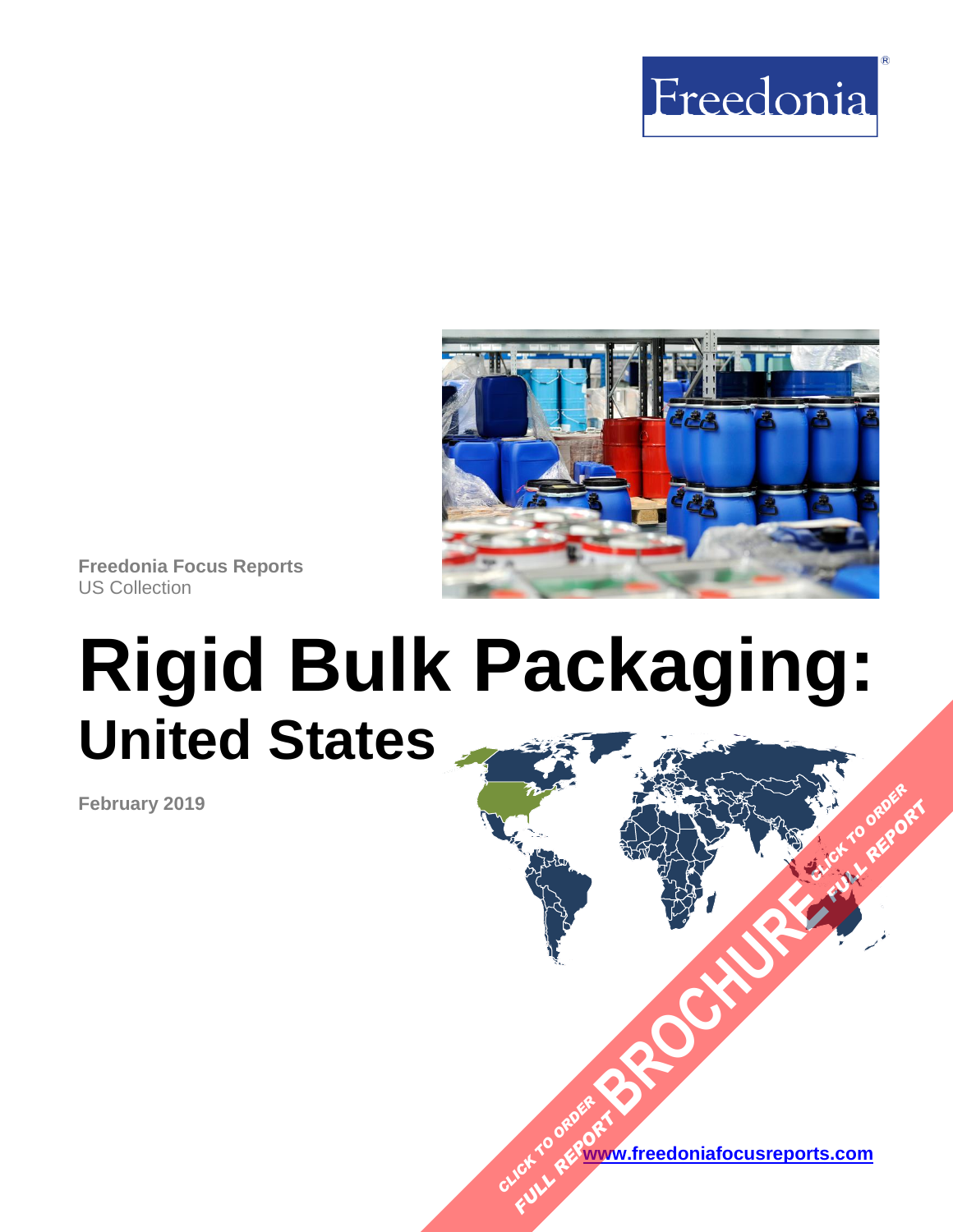Freedonia

Freedonia Focus Reports
US Collection

# Rigid Bulk Packaging:
## United States

February 2019

CLICK TO ORDER FULL REPORT BROCHURE CLICK TO ORDER FULL REPORT

www.freedoniafocusreports.com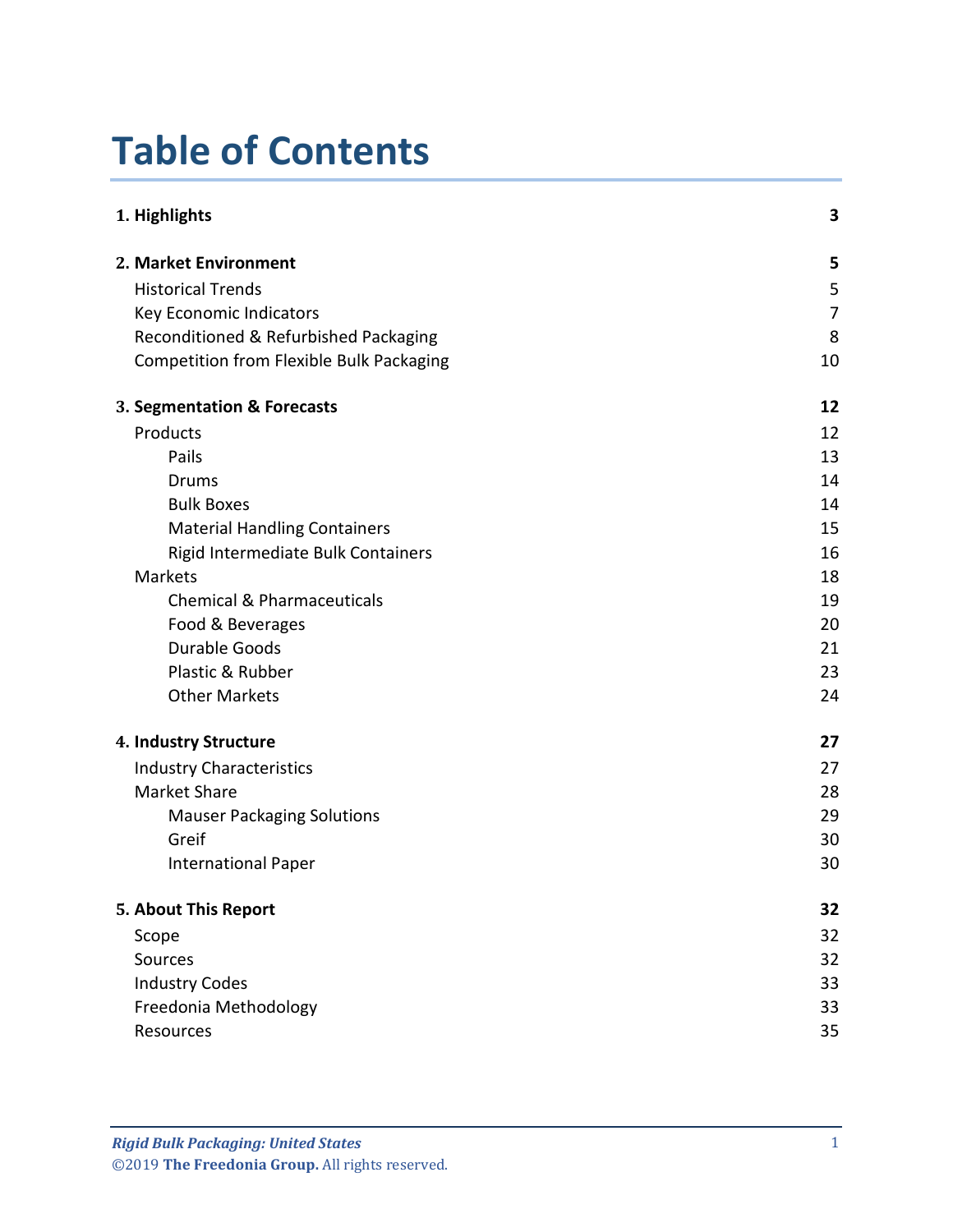# Table of Contents

| | |
|---|---|
| **1. Highlights** | **3** |
| **2. Market Environment** | **5** |
| Historical Trends | 5 |
| Key Economic Indicators | 7 |
| Reconditioned & Refurbished Packaging | 8 |
| Competition from Flexible Bulk Packaging | 10 |
| **3. Segmentation & Forecasts** | **12** |
| Products | 12 |
| Pails | 13 |
| Drums | 14 |
| Bulk Boxes | 14 |
| Material Handling Containers | 15 |
| Rigid Intermediate Bulk Containers | 16 |
| Markets | 18 |
| Chemical & Pharmaceuticals | 19 |
| Food & Beverages | 20 |
| Durable Goods | 21 |
| Plastic & Rubber | 23 |
| Other Markets | 24 |
| **4. Industry Structure** | **27** |
| Industry Characteristics | 27 |
| Market Share | 28 |
| Mauser Packaging Solutions | 29 |
| Greif | 30 |
| International Paper | 30 |
| **5. About This Report** | **32** |
| Scope | 32 |
| Sources | 32 |
| Industry Codes | 33 |
| Freedonia Methodology | 33 |
| Resources | 35 |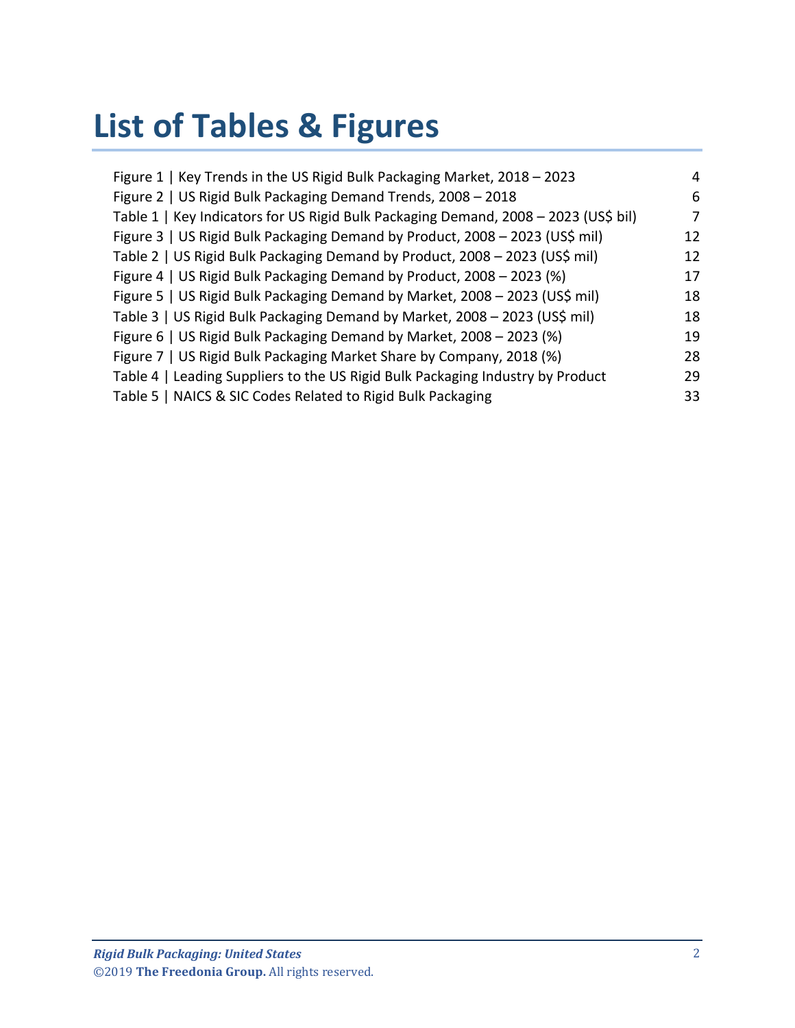# List of Tables & Figures

| | |
|---|---|
| Figure 1 \| Key Trends in the US Rigid Bulk Packaging Market, 2018 – 2023 | 4 |
| Figure 2 \| US Rigid Bulk Packaging Demand Trends, 2008 – 2018 | 6 |
| Table 1 \| Key Indicators for US Rigid Bulk Packaging Demand, 2008 – 2023 (US$ bil) | 7 |
| Figure 3 \| US Rigid Bulk Packaging Demand by Product, 2008 – 2023 (US$ mil) | 12 |
| Table 2 \| US Rigid Bulk Packaging Demand by Product, 2008 – 2023 (US$ mil) | 12 |
| Figure 4 \| US Rigid Bulk Packaging Demand by Product, 2008 – 2023 (%) | 17 |
| Figure 5 \| US Rigid Bulk Packaging Demand by Market, 2008 – 2023 (US$ mil) | 18 |
| Table 3 \| US Rigid Bulk Packaging Demand by Market, 2008 – 2023 (US$ mil) | 18 |
| Figure 6 \| US Rigid Bulk Packaging Demand by Market, 2008 – 2023 (%) | 19 |
| Figure 7 \| US Rigid Bulk Packaging Market Share by Company, 2018 (%) | 28 |
| Table 4 \| Leading Suppliers to the US Rigid Bulk Packaging Industry by Product | 29 |
| Table 5 \| NAICS & SIC Codes Related to Rigid Bulk Packaging | 33 |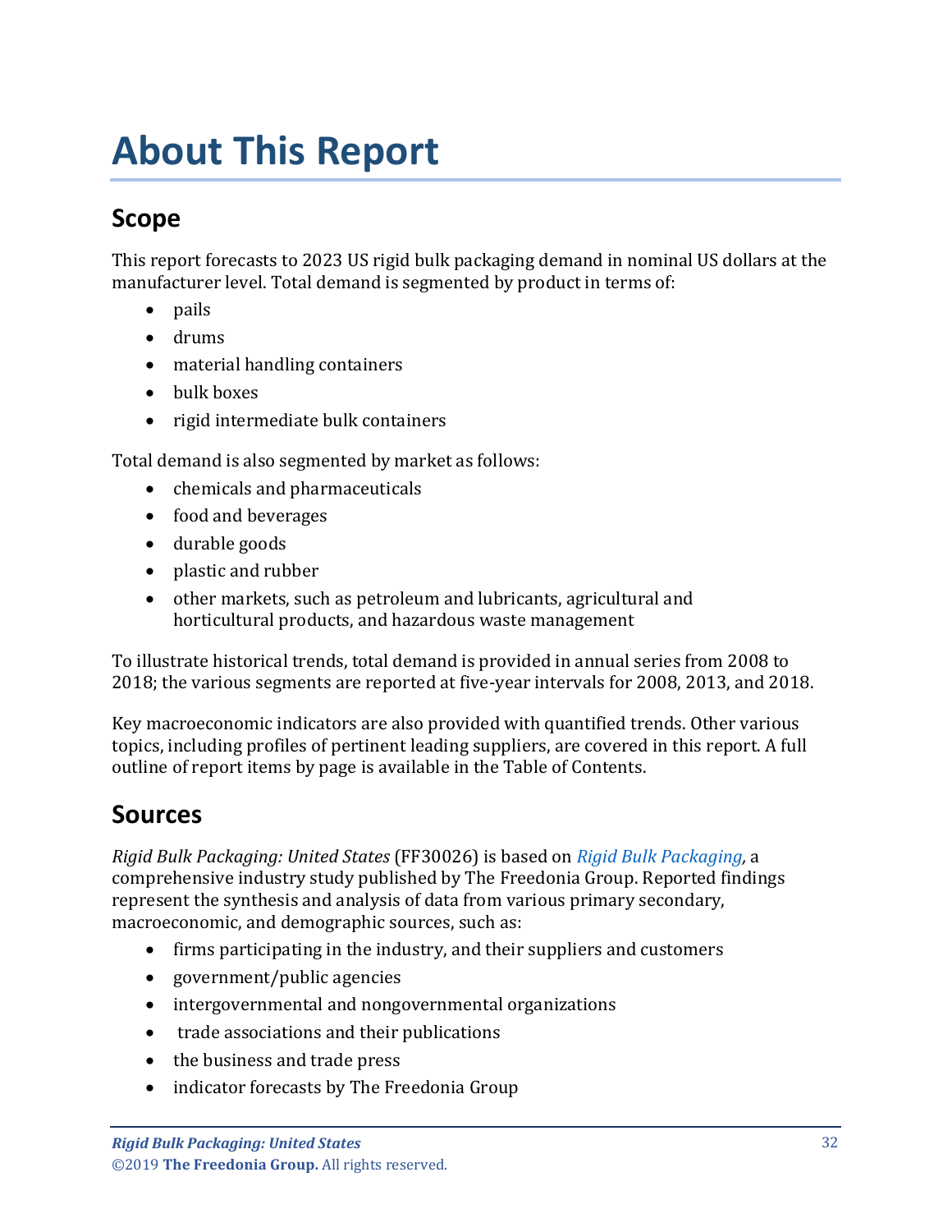# About This Report

## Scope

This report forecasts to 2023 US rigid bulk packaging demand in nominal US dollars at the manufacturer level. Total demand is segmented by product in terms of:

- pails
- drums
- material handling containers
- bulk boxes
- rigid intermediate bulk containers

Total demand is also segmented by market as follows:

- chemicals and pharmaceuticals
- food and beverages
- durable goods
- plastic and rubber
- other markets, such as petroleum and lubricants, agricultural and horticultural products, and hazardous waste management

To illustrate historical trends, total demand is provided in annual series from 2008 to 2018; the various segments are reported at five-year intervals for 2008, 2013, and 2018.

Key macroeconomic indicators are also provided with quantified trends. Other various topics, including profiles of pertinent leading suppliers, are covered in this report. A full outline of report items by page is available in the Table of Contents.

## Sources

*Rigid Bulk Packaging: United States* (FF30026) is based on *Rigid Bulk Packaging*, a comprehensive industry study published by The Freedonia Group. Reported findings represent the synthesis and analysis of data from various primary secondary, macroeconomic, and demographic sources, such as:

- firms participating in the industry, and their suppliers and customers
- government/public agencies
- intergovernmental and nongovernmental organizations
- trade associations and their publications
- the business and trade press
- indicator forecasts by The Freedonia Group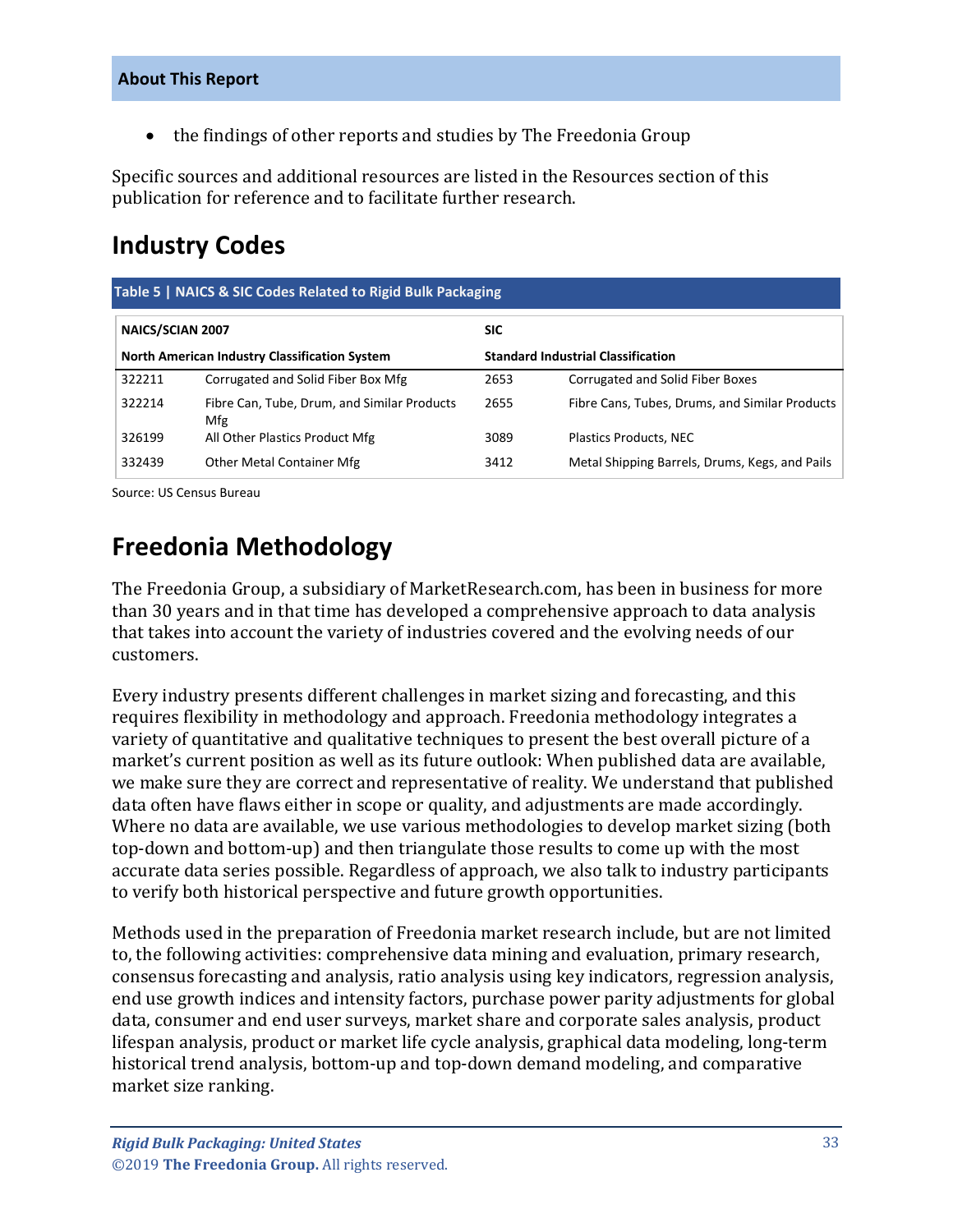- the findings of other reports and studies by The Freedonia Group

Specific sources and additional resources are listed in the Resources section of this publication for reference and to facilitate further research.

## Industry Codes

**Table 5 | NAICS & SIC Codes Related to Rigid Bulk Packaging**

| NAICS/SCIAN 2007 | | SIC | |
|---|---|---|---|
| **North American Industry Classification System** | | **Standard Industrial Classification** | |
| 322211 | Corrugated and Solid Fiber Box Mfg | 2653 | Corrugated and Solid Fiber Boxes |
| 322214 | Fibre Can, Tube, Drum, and Similar Products Mfg | 2655 | Fibre Cans, Tubes, Drums, and Similar Products |
| 326199 | All Other Plastics Product Mfg | 3089 | Plastics Products, NEC |
| 332439 | Other Metal Container Mfg | 3412 | Metal Shipping Barrels, Drums, Kegs, and Pails |

Source: US Census Bureau

## Freedonia Methodology

The Freedonia Group, a subsidiary of MarketResearch.com, has been in business for more than 30 years and in that time has developed a comprehensive approach to data analysis that takes into account the variety of industries covered and the evolving needs of our customers.

Every industry presents different challenges in market sizing and forecasting, and this requires flexibility in methodology and approach. Freedonia methodology integrates a variety of quantitative and qualitative techniques to present the best overall picture of a market's current position as well as its future outlook: When published data are available, we make sure they are correct and representative of reality. We understand that published data often have flaws either in scope or quality, and adjustments are made accordingly. Where no data are available, we use various methodologies to develop market sizing (both top-down and bottom-up) and then triangulate those results to come up with the most accurate data series possible. Regardless of approach, we also talk to industry participants to verify both historical perspective and future growth opportunities.

Methods used in the preparation of Freedonia market research include, but are not limited to, the following activities: comprehensive data mining and evaluation, primary research, consensus forecasting and analysis, ratio analysis using key indicators, regression analysis, end use growth indices and intensity factors, purchase power parity adjustments for global data, consumer and end user surveys, market share and corporate sales analysis, product lifespan analysis, product or market life cycle analysis, graphical data modeling, long-term historical trend analysis, bottom-up and top-down demand modeling, and comparative market size ranking.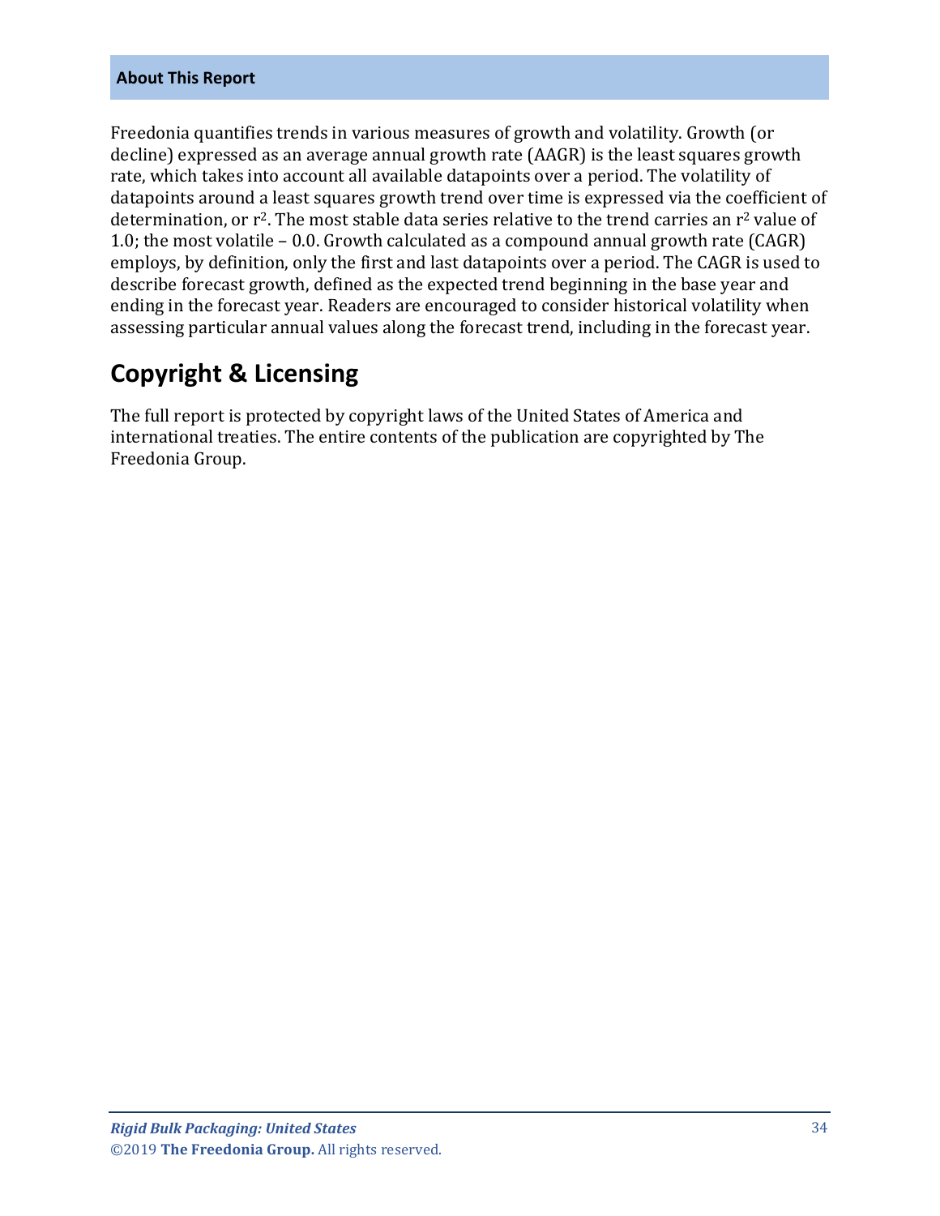**About This Report**

Freedonia quantifies trends in various measures of growth and volatility. Growth (or decline) expressed as an average annual growth rate (AAGR) is the least squares growth rate, which takes into account all available datapoints over a period. The volatility of datapoints around a least squares growth trend over time is expressed via the coefficient of determination, or $r^2$. The most stable data series relative to the trend carries an $r^2$ value of 1.0; the most volatile – 0.0. Growth calculated as a compound annual growth rate (CAGR) employs, by definition, only the first and last datapoints over a period. The CAGR is used to describe forecast growth, defined as the expected trend beginning in the base year and ending in the forecast year. Readers are encouraged to consider historical volatility when assessing particular annual values along the forecast trend, including in the forecast year.

## Copyright & Licensing

The full report is protected by copyright laws of the United States of America and international treaties. The entire contents of the publication are copyrighted by The Freedonia Group.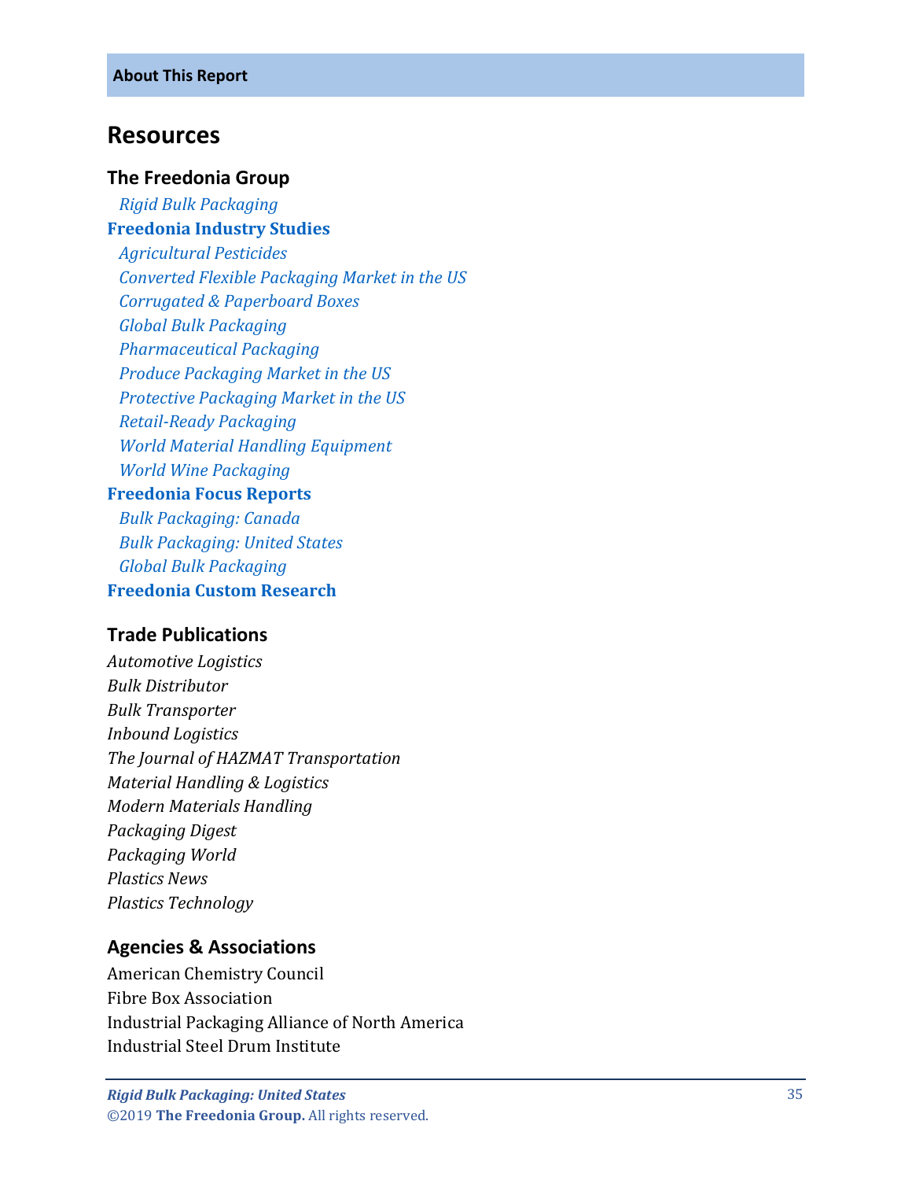## Resources

### The Freedonia Group

*Rigid Bulk Packaging*

**Freedonia Industry Studies**

*Agricultural Pesticides*
*Converted Flexible Packaging Market in the US*
*Corrugated & Paperboard Boxes*
*Global Bulk Packaging*
*Pharmaceutical Packaging*
*Produce Packaging Market in the US*
*Protective Packaging Market in the US*
*Retail-Ready Packaging*
*World Material Handling Equipment*
*World Wine Packaging*

**Freedonia Focus Reports**

*Bulk Packaging: Canada*
*Bulk Packaging: United States*
*Global Bulk Packaging*

**Freedonia Custom Research**

### Trade Publications

*Automotive Logistics*
*Bulk Distributor*
*Bulk Transporter*
*Inbound Logistics*
*The Journal of HAZMAT Transportation*
*Material Handling & Logistics*
*Modern Materials Handling*
*Packaging Digest*
*Packaging World*
*Plastics News*
*Plastics Technology*

### Agencies & Associations

American Chemistry Council
Fibre Box Association
Industrial Packaging Alliance of North America
Industrial Steel Drum Institute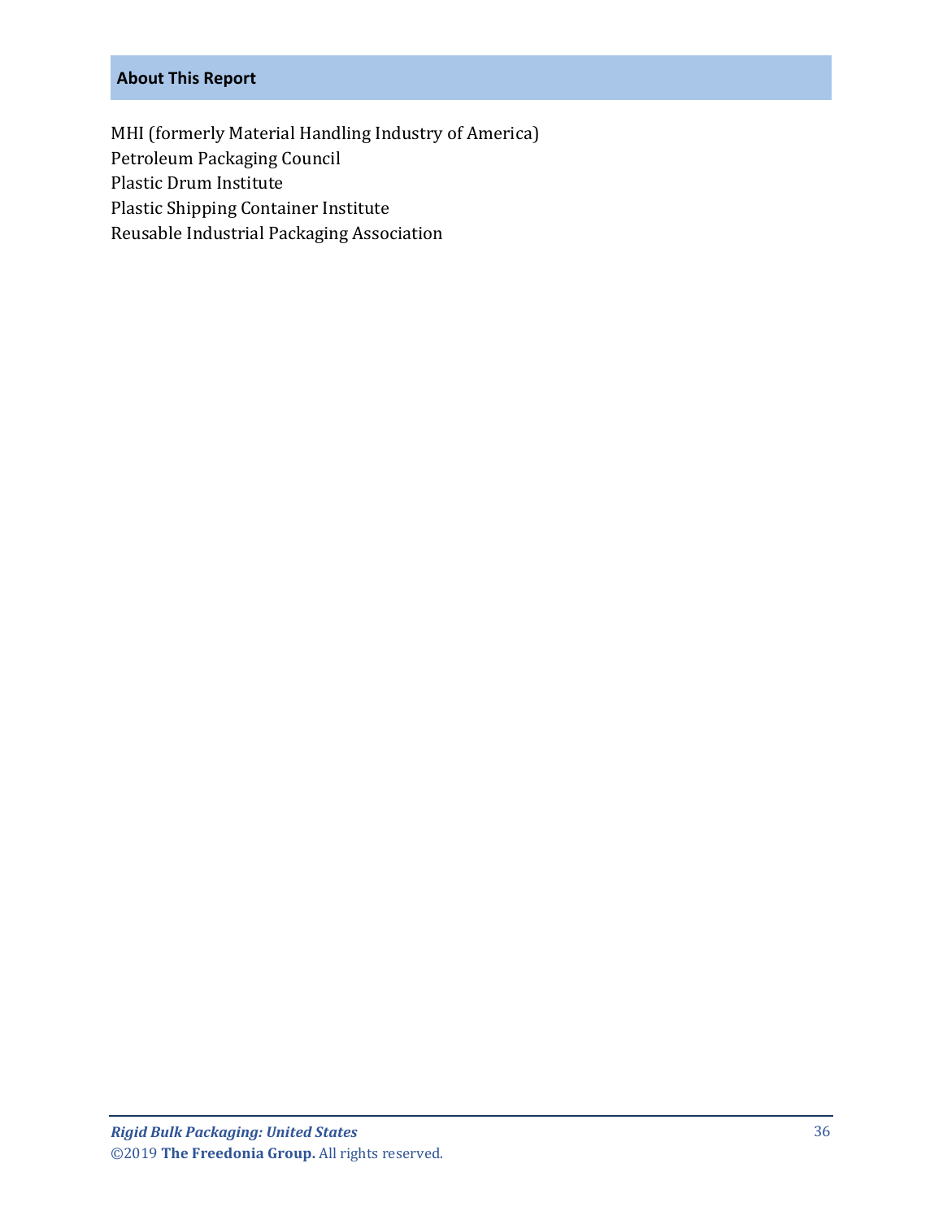## About This Report

MHI (formerly Material Handling Industry of America)
Petroleum Packaging Council
Plastic Drum Institute
Plastic Shipping Container Institute
Reusable Industrial Packaging Association